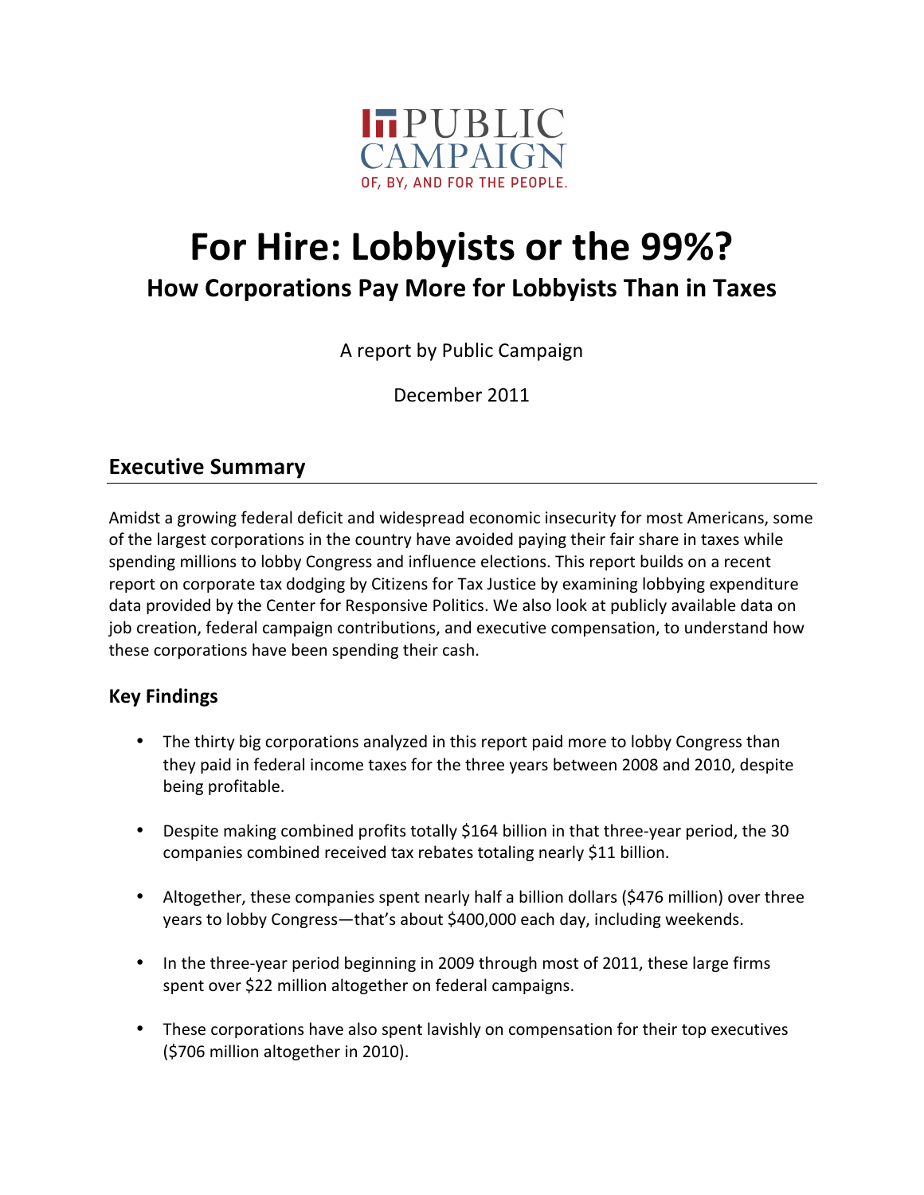PUBLIC CAMPAIGN

OF, BY, AND FOR THE PEOPLE.

# For Hire: Lobbyists or the 99%?

## How Corporations Pay More for Lobbyists Than in Taxes

A report by Public Campaign

December 2011

## Executive Summary

Amidst a growing federal deficit and widespread economic insecurity for most Americans, some of the largest corporations in the country have avoided paying their fair share in taxes while spending millions to lobby Congress and influence elections. This report builds on a recent report on corporate tax dodging by Citizens for Tax Justice by examining lobbying expenditure data provided by the Center for Responsive Politics. We also look at publicly available data on job creation, federal campaign contributions, and executive compensation, to understand how these corporations have been spending their cash.

### Key Findings

- The thirty big corporations analyzed in this report paid more to lobby Congress than they paid in federal income taxes for the three years between 2008 and 2010, despite being profitable.
- Despite making combined profits totally $164 billion in that three-year period, the 30 companies combined received tax rebates totaling nearly $11 billion.
- Altogether, these companies spent nearly half a billion dollars ($476 million) over three years to lobby Congress—that's about $400,000 each day, including weekends.
- In the three-year period beginning in 2009 through most of 2011, these large firms spent over $22 million altogether on federal campaigns.
- These corporations have also spent lavishly on compensation for their top executives ($706 million altogether in 2010).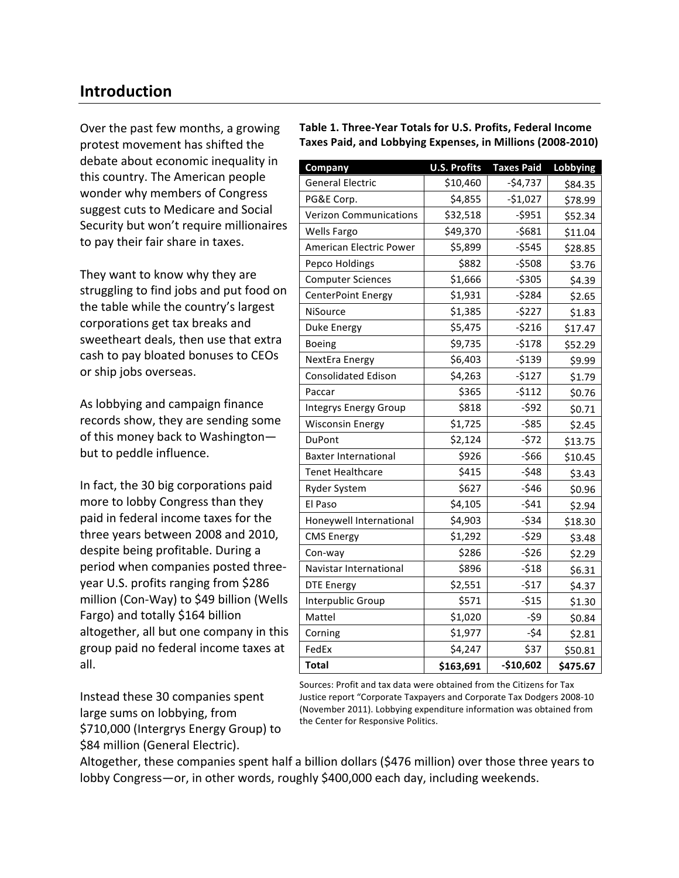## Introduction

Over the past few months, a growing protest movement has shifted the debate about economic inequality in this country. The American people wonder why members of Congress suggest cuts to Medicare and Social Security but won't require millionaires to pay their fair share in taxes.

They want to know why they are struggling to find jobs and put food on the table while the country's largest corporations get tax breaks and sweetheart deals, then use that extra cash to pay bloated bonuses to CEOs or ship jobs overseas.

As lobbying and campaign finance records show, they are sending some of this money back to Washington—but to peddle influence.

In fact, the 30 big corporations paid more to lobby Congress than they paid in federal income taxes for the three years between 2008 and 2010, despite being profitable. During a period when companies posted three-year U.S. profits ranging from $286 million (Con-Way) to $49 billion (Wells Fargo) and totally $164 billion altogether, all but one company in this group paid no federal income taxes at all.

**Table 1. Three-Year Totals for U.S. Profits, Federal Income Taxes Paid, and Lobbying Expenses, in Millions (2008-2010)**

| Company | U.S. Profits | Taxes Paid | Lobbying |
|---|---|---|---|
| General Electric | $10,460 | -$4,737 | $84.35 |
| PG&E Corp. | $4,855 | -$1,027 | $78.99 |
| Verizon Communications | $32,518 | -$951 | $52.34 |
| Wells Fargo | $49,370 | -$681 | $11.04 |
| American Electric Power | $5,899 | -$545 | $28.85 |
| Pepco Holdings | $882 | -$508 | $3.76 |
| Computer Sciences | $1,666 | -$305 | $4.39 |
| CenterPoint Energy | $1,931 | -$284 | $2.65 |
| NiSource | $1,385 | -$227 | $1.83 |
| Duke Energy | $5,475 | -$216 | $17.47 |
| Boeing | $9,735 | -$178 | $52.29 |
| NextEra Energy | $6,403 | -$139 | $9.99 |
| Consolidated Edison | $4,263 | -$127 | $1.79 |
| Paccar | $365 | -$112 | $0.76 |
| Integrys Energy Group | $818 | -$92 | $0.71 |
| Wisconsin Energy | $1,725 | -$85 | $2.45 |
| DuPont | $2,124 | -$72 | $13.75 |
| Baxter International | $926 | -$66 | $10.45 |
| Tenet Healthcare | $415 | -$48 | $3.43 |
| Ryder System | $627 | -$46 | $0.96 |
| El Paso | $4,105 | -$41 | $2.94 |
| Honeywell International | $4,903 | -$34 | $18.30 |
| CMS Energy | $1,292 | -$29 | $3.48 |
| Con-way | $286 | -$26 | $2.29 |
| Navistar International | $896 | -$18 | $6.31 |
| DTE Energy | $2,551 | -$17 | $4.37 |
| Interpublic Group | $571 | -$15 | $1.30 |
| Mattel | $1,020 | -$9 | $0.84 |
| Corning | $1,977 | -$4 | $2.81 |
| FedEx | $4,247 | $37 | $50.81 |
| **Total** | **$163,691** | **-$10,602** | **$475.67** |

Sources: Profit and tax data were obtained from the Citizens for Tax Justice report "Corporate Taxpayers and Corporate Tax Dodgers 2008-10 (November 2011). Lobbying expenditure information was obtained from the Center for Responsive Politics.

Instead these 30 companies spent large sums on lobbying, from $710,000 (Intergrys Energy Group) to $84 million (General Electric). Altogether, these companies spent half a billion dollars ($476 million) over those three years to lobby Congress—or, in other words, roughly $400,000 each day, including weekends.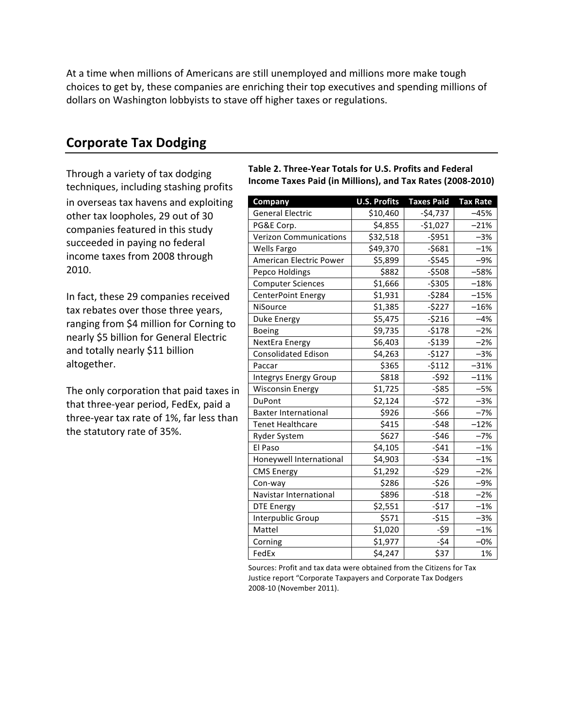At a time when millions of Americans are still unemployed and millions more make tough choices to get by, these companies are enriching their top executives and spending millions of dollars on Washington lobbyists to stave off higher taxes or regulations.

## Corporate Tax Dodging

Through a variety of tax dodging techniques, including stashing profits in overseas tax havens and exploiting other tax loopholes, 29 out of 30 companies featured in this study succeeded in paying no federal income taxes from 2008 through 2010.

In fact, these 29 companies received tax rebates over those three years, ranging from $4 million for Corning to nearly $5 billion for General Electric and totally nearly $11 billion altogether.

The only corporation that paid taxes in that three-year period, FedEx, paid a three-year tax rate of 1%, far less than the statutory rate of 35%.

**Table 2. Three-Year Totals for U.S. Profits and Federal Income Taxes Paid (in Millions), and Tax Rates (2008-2010)**

| Company | U.S. Profits | Taxes Paid | Tax Rate |
|---|---:|---:|---:|
| General Electric | $10,460 | -$4,737 | –45% |
| PG&E Corp. | $4,855 | -$1,027 | –21% |
| Verizon Communications | $32,518 | -$951 | –3% |
| Wells Fargo | $49,370 | -$681 | –1% |
| American Electric Power | $5,899 | -$545 | –9% |
| Pepco Holdings | $882 | -$508 | –58% |
| Computer Sciences | $1,666 | -$305 | –18% |
| CenterPoint Energy | $1,931 | -$284 | –15% |
| NiSource | $1,385 | -$227 | –16% |
| Duke Energy | $5,475 | -$216 | –4% |
| Boeing | $9,735 | -$178 | –2% |
| NextEra Energy | $6,403 | -$139 | –2% |
| Consolidated Edison | $4,263 | -$127 | –3% |
| Paccar | $365 | -$112 | –31% |
| Integrys Energy Group | $818 | -$92 | –11% |
| Wisconsin Energy | $1,725 | -$85 | –5% |
| DuPont | $2,124 | -$72 | –3% |
| Baxter International | $926 | -$66 | –7% |
| Tenet Healthcare | $415 | -$48 | –12% |
| Ryder System | $627 | -$46 | –7% |
| El Paso | $4,105 | -$41 | –1% |
| Honeywell International | $4,903 | -$34 | –1% |
| CMS Energy | $1,292 | -$29 | –2% |
| Con-way | $286 | -$26 | –9% |
| Navistar International | $896 | -$18 | –2% |
| DTE Energy | $2,551 | -$17 | –1% |
| Interpublic Group | $571 | -$15 | –3% |
| Mattel | $1,020 | -$9 | –1% |
| Corning | $1,977 | -$4 | –0% |
| FedEx | $4,247 | $37 | 1% |

Sources: Profit and tax data were obtained from the Citizens for Tax Justice report "Corporate Taxpayers and Corporate Tax Dodgers 2008-10 (November 2011).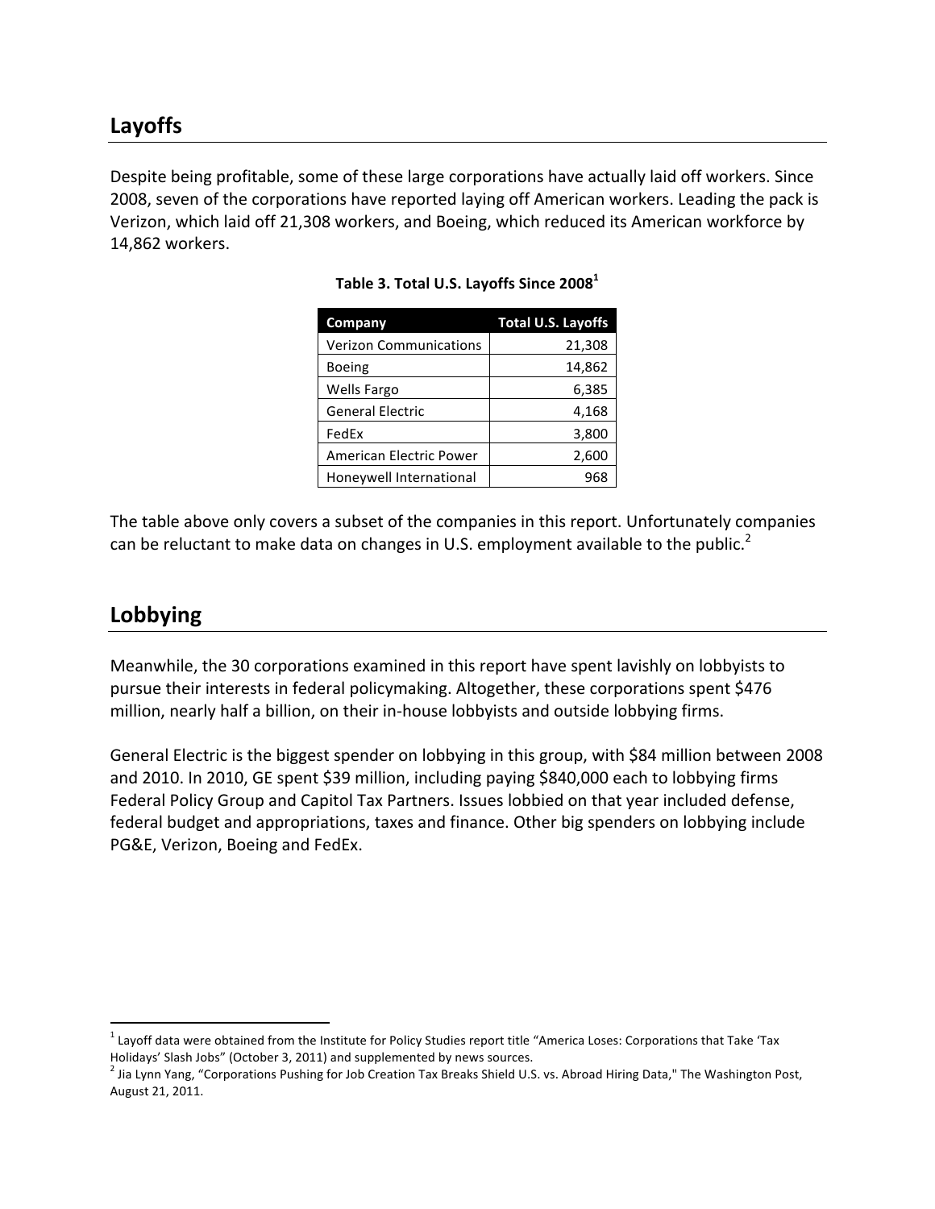## Layoffs

Despite being profitable, some of these large corporations have actually laid off workers. Since 2008, seven of the corporations have reported laying off American workers. Leading the pack is Verizon, which laid off 21,308 workers, and Boeing, which reduced its American workforce by 14,862 workers.

**Table 3. Total U.S. Layoffs Since 2008**[1]

| Company | Total U.S. Layoffs |
|---|---:|
| Verizon Communications | 21,308 |
| Boeing | 14,862 |
| Wells Fargo | 6,385 |
| General Electric | 4,168 |
| FedEx | 3,800 |
| American Electric Power | 2,600 |
| Honeywell International | 968 |

The table above only covers a subset of the companies in this report. Unfortunately companies can be reluctant to make data on changes in U.S. employment available to the public.[2]

## Lobbying

Meanwhile, the 30 corporations examined in this report have spent lavishly on lobbyists to pursue their interests in federal policymaking. Altogether, these corporations spent $476 million, nearly half a billion, on their in-house lobbyists and outside lobbying firms.

General Electric is the biggest spender on lobbying in this group, with $84 million between 2008 and 2010. In 2010, GE spent $39 million, including paying $840,000 each to lobbying firms Federal Policy Group and Capitol Tax Partners. Issues lobbied on that year included defense, federal budget and appropriations, taxes and finance. Other big spenders on lobbying include PG&E, Verizon, Boeing and FedEx.

---

[1] Layoff data were obtained from the Institute for Policy Studies report title "America Loses: Corporations that Take 'Tax Holidays' Slash Jobs" (October 3, 2011) and supplemented by news sources.

[2] Jia Lynn Yang, "Corporations Pushing for Job Creation Tax Breaks Shield U.S. vs. Abroad Hiring Data," The Washington Post, August 21, 2011.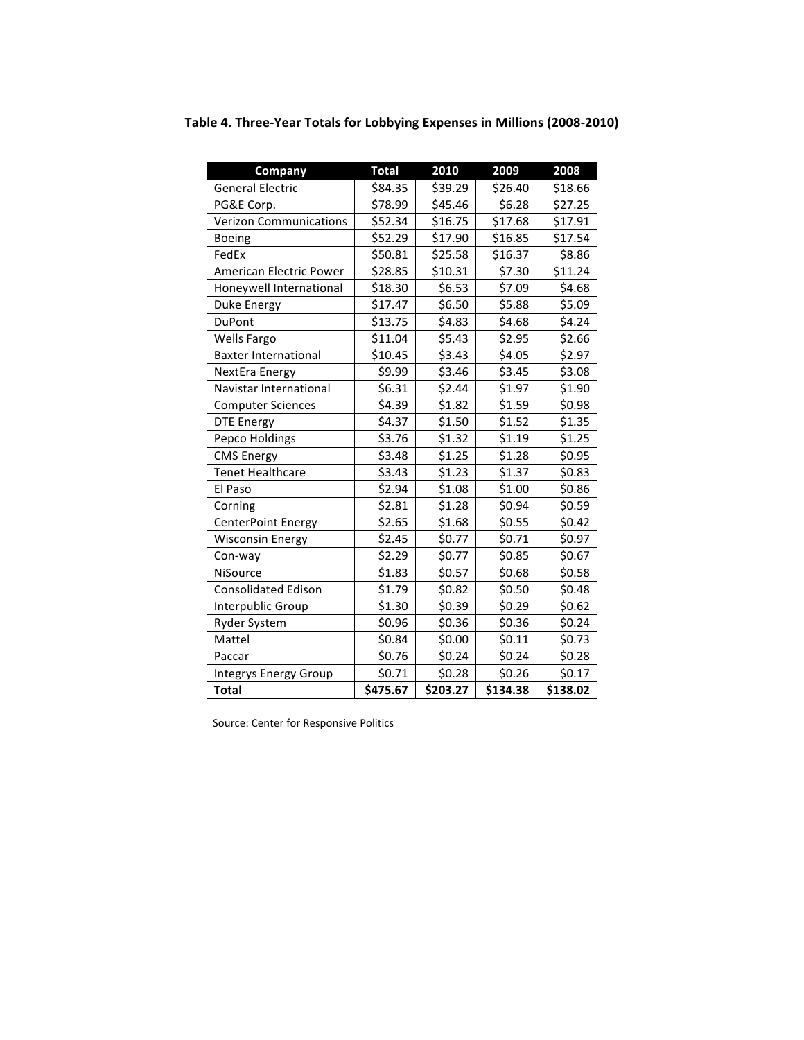**Table 4. Three-Year Totals for Lobbying Expenses in Millions (2008-2010)**

| Company | Total | 2010 | 2009 | 2008 |
|---|---|---|---|---|
| General Electric | $84.35 | $39.29 | $26.40 | $18.66 |
| PG&E Corp. | $78.99 | $45.46 | $6.28 | $27.25 |
| Verizon Communications | $52.34 | $16.75 | $17.68 | $17.91 |
| Boeing | $52.29 | $17.90 | $16.85 | $17.54 |
| FedEx | $50.81 | $25.58 | $16.37 | $8.86 |
| American Electric Power | $28.85 | $10.31 | $7.30 | $11.24 |
| Honeywell International | $18.30 | $6.53 | $7.09 | $4.68 |
| Duke Energy | $17.47 | $6.50 | $5.88 | $5.09 |
| DuPont | $13.75 | $4.83 | $4.68 | $4.24 |
| Wells Fargo | $11.04 | $5.43 | $2.95 | $2.66 |
| Baxter International | $10.45 | $3.43 | $4.05 | $2.97 |
| NextEra Energy | $9.99 | $3.46 | $3.45 | $3.08 |
| Navistar International | $6.31 | $2.44 | $1.97 | $1.90 |
| Computer Sciences | $4.39 | $1.82 | $1.59 | $0.98 |
| DTE Energy | $4.37 | $1.50 | $1.52 | $1.35 |
| Pepco Holdings | $3.76 | $1.32 | $1.19 | $1.25 |
| CMS Energy | $3.48 | $1.25 | $1.28 | $0.95 |
| Tenet Healthcare | $3.43 | $1.23 | $1.37 | $0.83 |
| El Paso | $2.94 | $1.08 | $1.00 | $0.86 |
| Corning | $2.81 | $1.28 | $0.94 | $0.59 |
| CenterPoint Energy | $2.65 | $1.68 | $0.55 | $0.42 |
| Wisconsin Energy | $2.45 | $0.77 | $0.71 | $0.97 |
| Con-way | $2.29 | $0.77 | $0.85 | $0.67 |
| NiSource | $1.83 | $0.57 | $0.68 | $0.58 |
| Consolidated Edison | $1.79 | $0.82 | $0.50 | $0.48 |
| Interpublic Group | $1.30 | $0.39 | $0.29 | $0.62 |
| Ryder System | $0.96 | $0.36 | $0.36 | $0.24 |
| Mattel | $0.84 | $0.00 | $0.11 | $0.73 |
| Paccar | $0.76 | $0.24 | $0.24 | $0.28 |
| Integrys Energy Group | $0.71 | $0.28 | $0.26 | $0.17 |
| **Total** | **$475.67** | **$203.27** | **$134.38** | **$138.02** |

Source: Center for Responsive Politics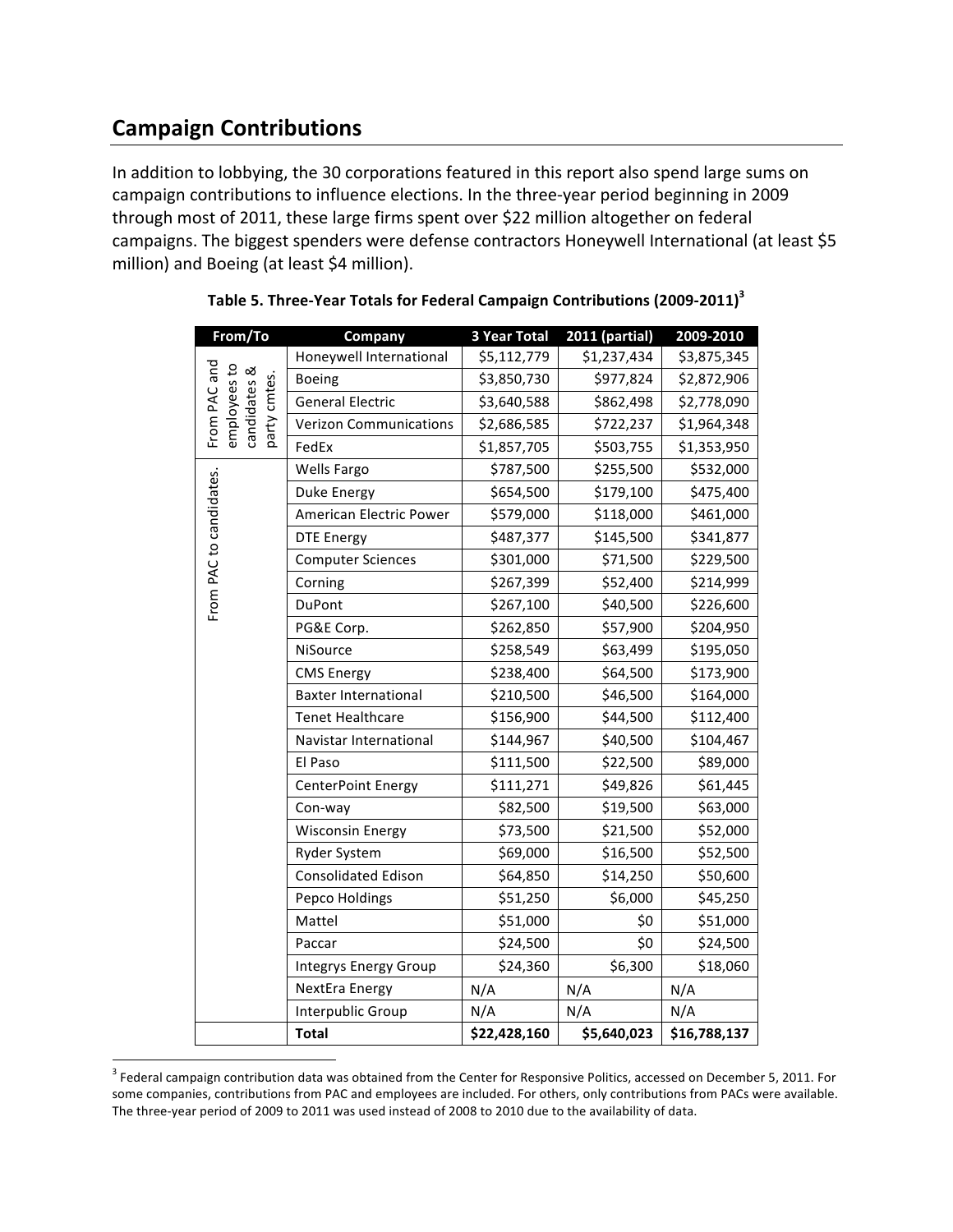## Campaign Contributions

In addition to lobbying, the 30 corporations featured in this report also spend large sums on campaign contributions to influence elections. In the three-year period beginning in 2009 through most of 2011, these large firms spent over $22 million altogether on federal campaigns. The biggest spenders were defense contractors Honeywell International (at least $5 million) and Boeing (at least $4 million).

**Table 5. Three-Year Totals for Federal Campaign Contributions (2009-2011)[3]**

| From/To | Company | 3 Year Total | 2011 (partial) | 2009-2010 |
|---|---|---|---|---|
| From PAC and employees to candidates & party cmtes. | Honeywell International | $5,112,779 | $1,237,434 | $3,875,345 |
| | Boeing | $3,850,730 | $977,824 | $2,872,906 |
| | General Electric | $3,640,588 | $862,498 | $2,778,090 |
| | Verizon Communications | $2,686,585 | $722,237 | $1,964,348 |
| | FedEx | $1,857,705 | $503,755 | $1,353,950 |
| From PAC to candidates. | Wells Fargo | $787,500 | $255,500 | $532,000 |
| | Duke Energy | $654,500 | $179,100 | $475,400 |
| | American Electric Power | $579,000 | $118,000 | $461,000 |
| | DTE Energy | $487,377 | $145,500 | $341,877 |
| | Computer Sciences | $301,000 | $71,500 | $229,500 |
| | Corning | $267,399 | $52,400 | $214,999 |
| | DuPont | $267,100 | $40,500 | $226,600 |
| | PG&E Corp. | $262,850 | $57,900 | $204,950 |
| | NiSource | $258,549 | $63,499 | $195,050 |
| | CMS Energy | $238,400 | $64,500 | $173,900 |
| | Baxter International | $210,500 | $46,500 | $164,000 |
| | Tenet Healthcare | $156,900 | $44,500 | $112,400 |
| | Navistar International | $144,967 | $40,500 | $104,467 |
| | El Paso | $111,500 | $22,500 | $89,000 |
| | CenterPoint Energy | $111,271 | $49,826 | $61,445 |
| | Con-way | $82,500 | $19,500 | $63,000 |
| | Wisconsin Energy | $73,500 | $21,500 | $52,000 |
| | Ryder System | $69,000 | $16,500 | $52,500 |
| | Consolidated Edison | $64,850 | $14,250 | $50,600 |
| | Pepco Holdings | $51,250 | $6,000 | $45,250 |
| | Mattel | $51,000 | $0 | $51,000 |
| | Paccar | $24,500 | $0 | $24,500 |
| | Integrys Energy Group | $24,360 | $6,300 | $18,060 |
| | NextEra Energy | N/A | N/A | N/A |
| | Interpublic Group | N/A | N/A | N/A |
| | **Total** | **$22,428,160** | **$5,640,023** | **$16,788,137** |

[3] Federal campaign contribution data was obtained from the Center for Responsive Politics, accessed on December 5, 2011. For some companies, contributions from PAC and employees are included. For others, only contributions from PACs were available. The three-year period of 2009 to 2011 was used instead of 2008 to 2010 due to the availability of data.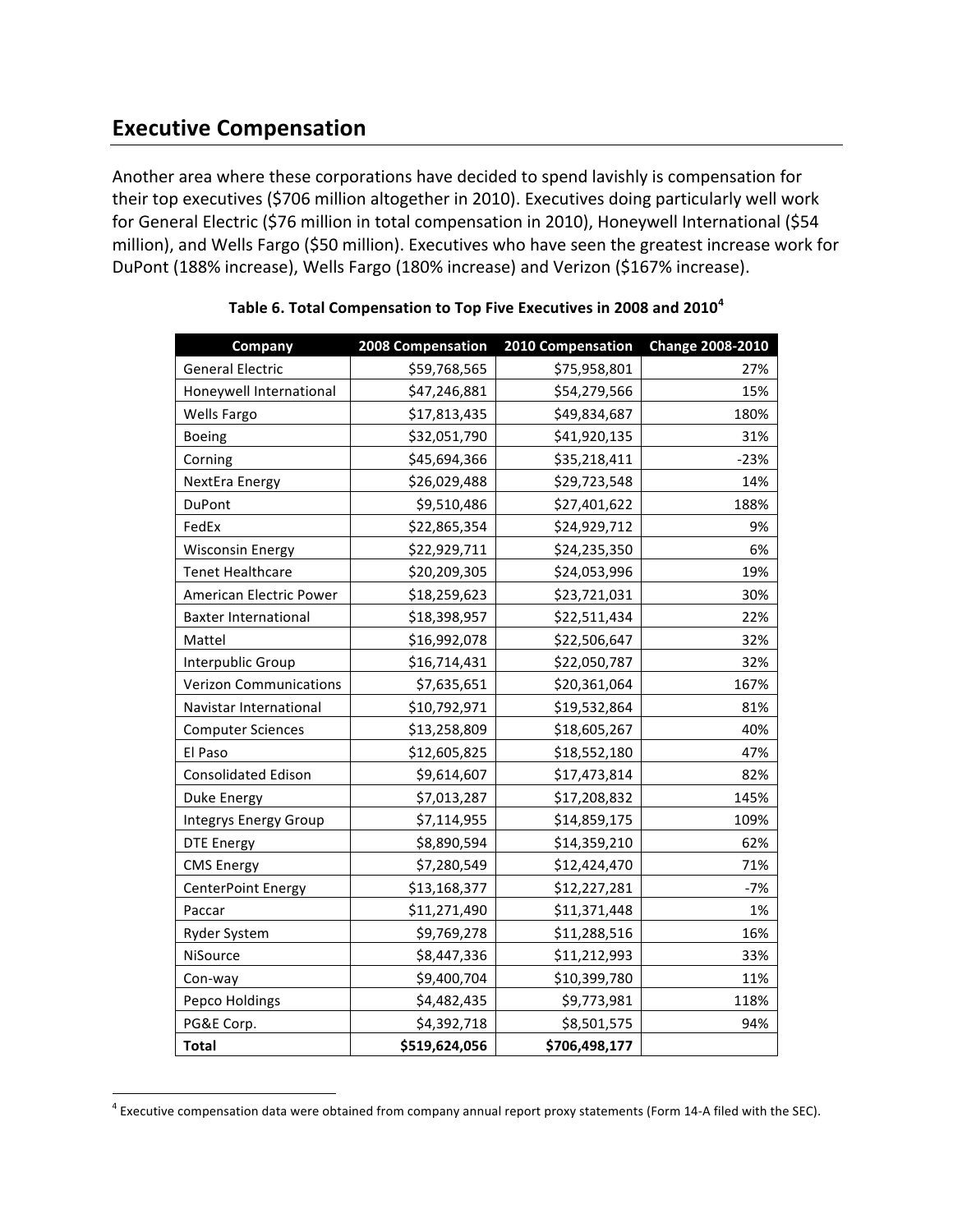## Executive Compensation

Another area where these corporations have decided to spend lavishly is compensation for their top executives ($706 million altogether in 2010). Executives doing particularly well work for General Electric ($76 million in total compensation in 2010), Honeywell International ($54 million), and Wells Fargo ($50 million). Executives who have seen the greatest increase work for DuPont (188% increase), Wells Fargo (180% increase) and Verizon ($167% increase).

**Table 6. Total Compensation to Top Five Executives in 2008 and 2010[4]**

| Company | 2008 Compensation | 2010 Compensation | Change 2008-2010 |
|---|---:|---:|---:|
| General Electric | $59,768,565 | $75,958,801 | 27% |
| Honeywell International | $47,246,881 | $54,279,566 | 15% |
| Wells Fargo | $17,813,435 | $49,834,687 | 180% |
| Boeing | $32,051,790 | $41,920,135 | 31% |
| Corning | $45,694,366 | $35,218,411 | -23% |
| NextEra Energy | $26,029,488 | $29,723,548 | 14% |
| DuPont | $9,510,486 | $27,401,622 | 188% |
| FedEx | $22,865,354 | $24,929,712 | 9% |
| Wisconsin Energy | $22,929,711 | $24,235,350 | 6% |
| Tenet Healthcare | $20,209,305 | $24,053,996 | 19% |
| American Electric Power | $18,259,623 | $23,721,031 | 30% |
| Baxter International | $18,398,957 | $22,511,434 | 22% |
| Mattel | $16,992,078 | $22,506,647 | 32% |
| Interpublic Group | $16,714,431 | $22,050,787 | 32% |
| Verizon Communications | $7,635,651 | $20,361,064 | 167% |
| Navistar International | $10,792,971 | $19,532,864 | 81% |
| Computer Sciences | $13,258,809 | $18,605,267 | 40% |
| El Paso | $12,605,825 | $18,552,180 | 47% |
| Consolidated Edison | $9,614,607 | $17,473,814 | 82% |
| Duke Energy | $7,013,287 | $17,208,832 | 145% |
| Integrys Energy Group | $7,114,955 | $14,859,175 | 109% |
| DTE Energy | $8,890,594 | $14,359,210 | 62% |
| CMS Energy | $7,280,549 | $12,424,470 | 71% |
| CenterPoint Energy | $13,168,377 | $12,227,281 | -7% |
| Paccar | $11,271,490 | $11,371,448 | 1% |
| Ryder System | $9,769,278 | $11,288,516 | 16% |
| NiSource | $8,447,336 | $11,212,993 | 33% |
| Con-way | $9,400,704 | $10,399,780 | 11% |
| Pepco Holdings | $4,482,435 | $9,773,981 | 118% |
| PG&E Corp. | $4,392,718 | $8,501,575 | 94% |
| **Total** | **$519,624,056** | **$706,498,177** | |

[4] Executive compensation data were obtained from company annual report proxy statements (Form 14-A filed with the SEC).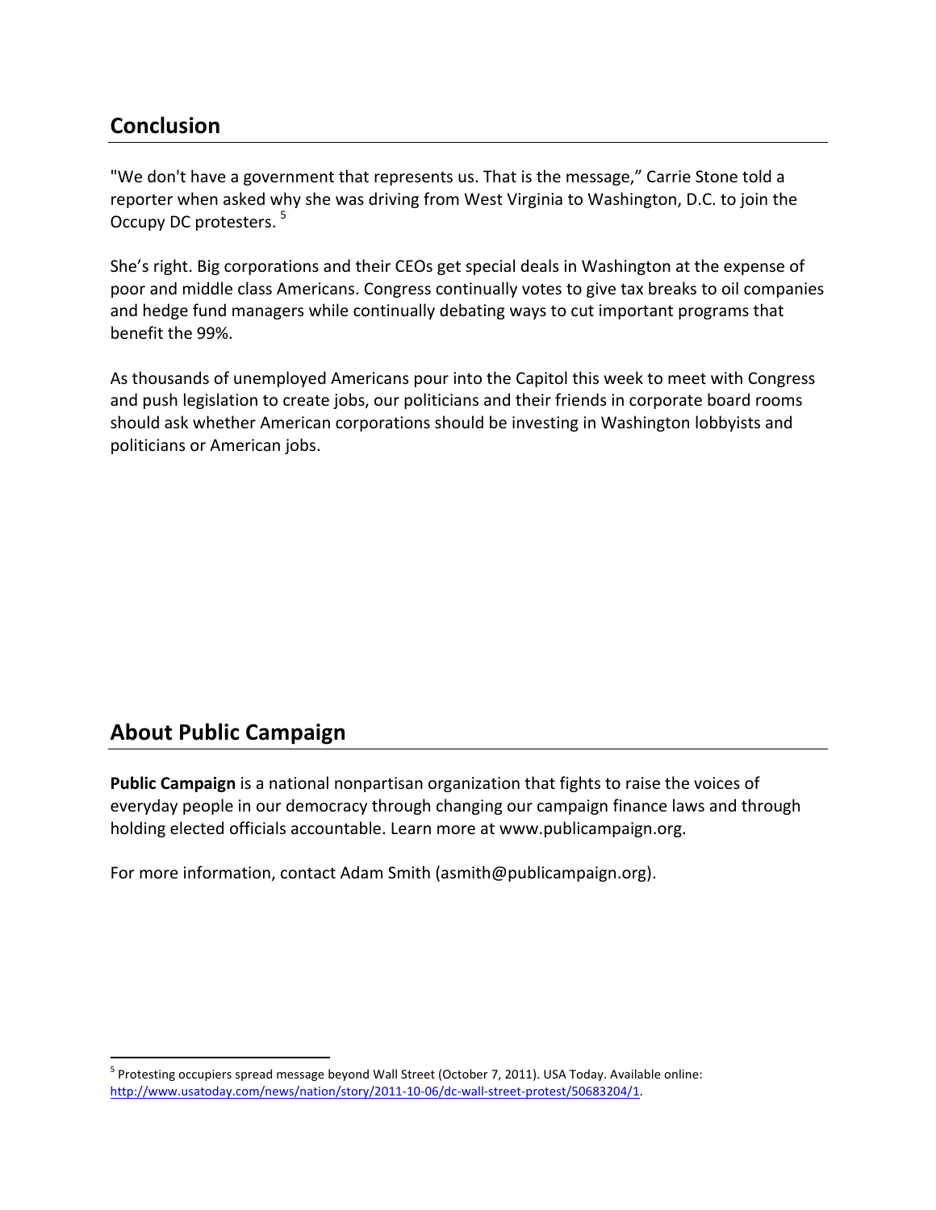## Conclusion

"We don't have a government that represents us. That is the message," Carrie Stone told a reporter when asked why she was driving from West Virginia to Washington, D.C. to join the Occupy DC protesters. [5]

She's right. Big corporations and their CEOs get special deals in Washington at the expense of poor and middle class Americans. Congress continually votes to give tax breaks to oil companies and hedge fund managers while continually debating ways to cut important programs that benefit the 99%.

As thousands of unemployed Americans pour into the Capitol this week to meet with Congress and push legislation to create jobs, our politicians and their friends in corporate board rooms should ask whether American corporations should be investing in Washington lobbyists and politicians or American jobs.

## About Public Campaign

**Public Campaign** is a national nonpartisan organization that fights to raise the voices of everyday people in our democracy through changing our campaign finance laws and through holding elected officials accountable. Learn more at www.publicampaign.org.

For more information, contact Adam Smith (asmith@publicampaign.org).

---

[5] Protesting occupiers spread message beyond Wall Street (October 7, 2011). USA Today. Available online: http://www.usatoday.com/news/nation/story/2011-10-06/dc-wall-street-protest/50683204/1.